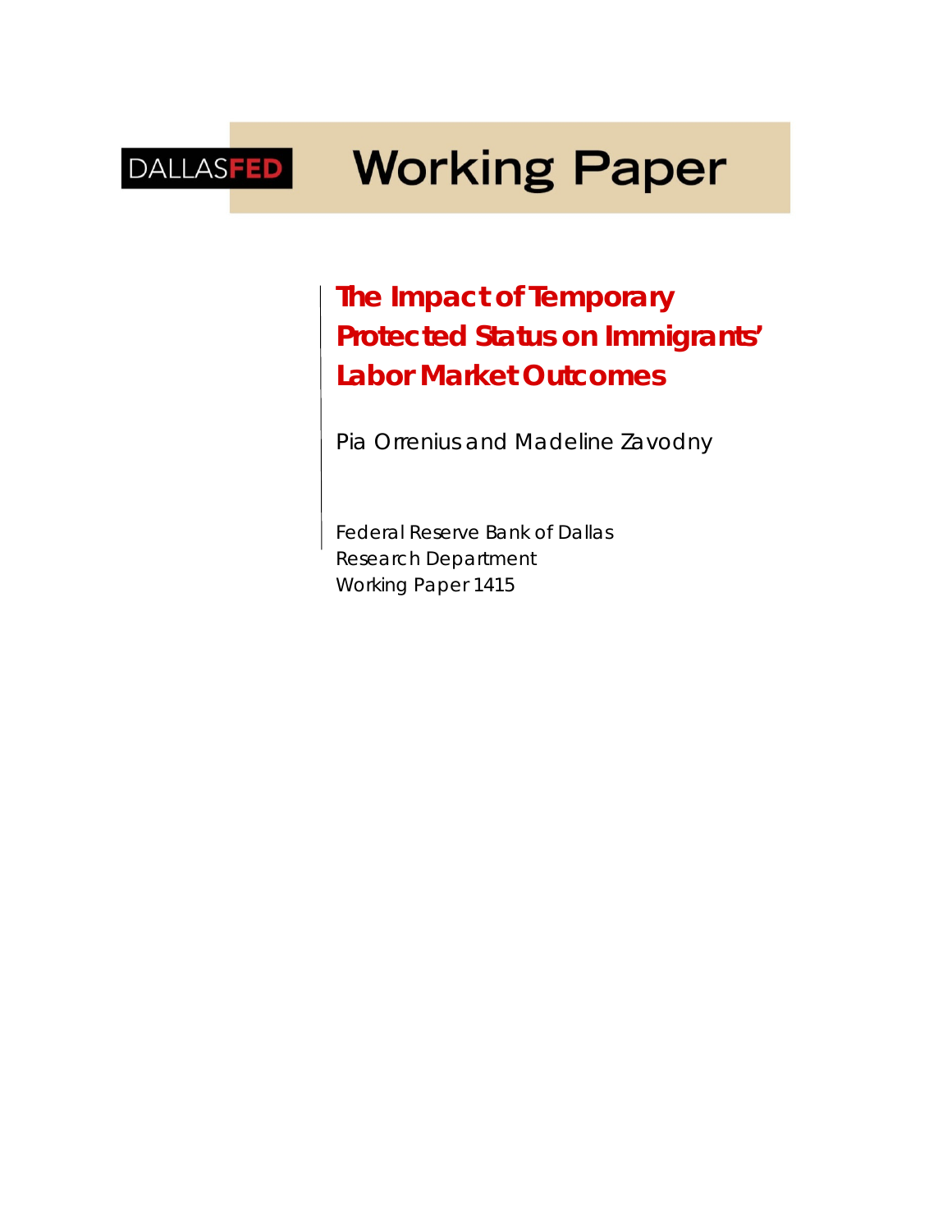DALLASFED

# Working Paper

## The Impact of Temporary Protected Status on Immigrants' Labor Market Outcomes

Pia Orrenius and Madeline Zavodny

Federal Reserve Bank of Dallas
Research Department
Working Paper 1415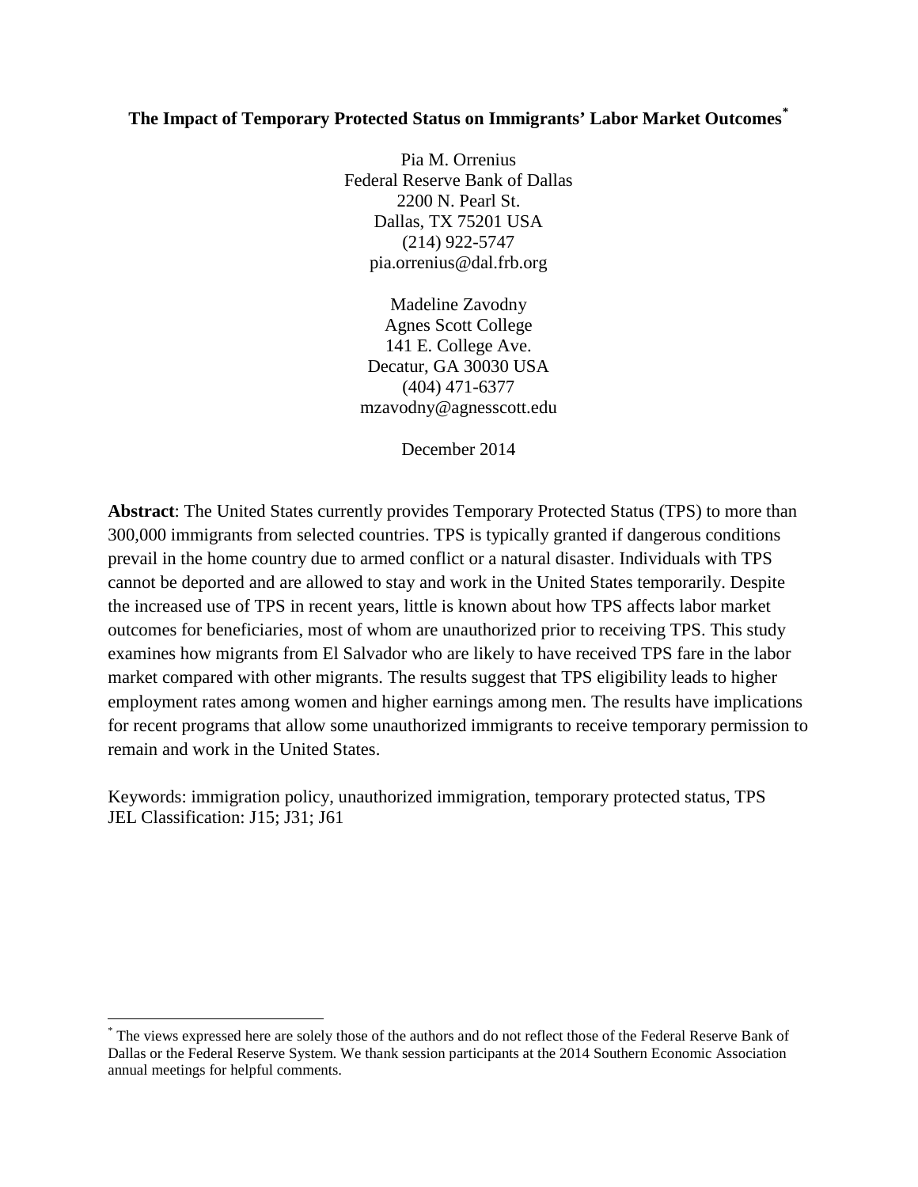# The Impact of Temporary Protected Status on Immigrants' Labor Market Outcomes[*]

Pia M. Orrenius
Federal Reserve Bank of Dallas
2200 N. Pearl St.
Dallas, TX 75201 USA
(214) 922-5747
pia.orrenius@dal.frb.org

Madeline Zavodny
Agnes Scott College
141 E. College Ave.
Decatur, GA 30030 USA
(404) 471-6377
mzavodny@agnesscott.edu

December 2014

**Abstract**: The United States currently provides Temporary Protected Status (TPS) to more than 300,000 immigrants from selected countries. TPS is typically granted if dangerous conditions prevail in the home country due to armed conflict or a natural disaster. Individuals with TPS cannot be deported and are allowed to stay and work in the United States temporarily. Despite the increased use of TPS in recent years, little is known about how TPS affects labor market outcomes for beneficiaries, most of whom are unauthorized prior to receiving TPS. This study examines how migrants from El Salvador who are likely to have received TPS fare in the labor market compared with other migrants. The results suggest that TPS eligibility leads to higher employment rates among women and higher earnings among men. The results have implications for recent programs that allow some unauthorized immigrants to receive temporary permission to remain and work in the United States.

Keywords: immigration policy, unauthorized immigration, temporary protected status, TPS
JEL Classification: J15; J31; J61

[*] The views expressed here are solely those of the authors and do not reflect those of the Federal Reserve Bank of Dallas or the Federal Reserve System. We thank session participants at the 2014 Southern Economic Association annual meetings for helpful comments.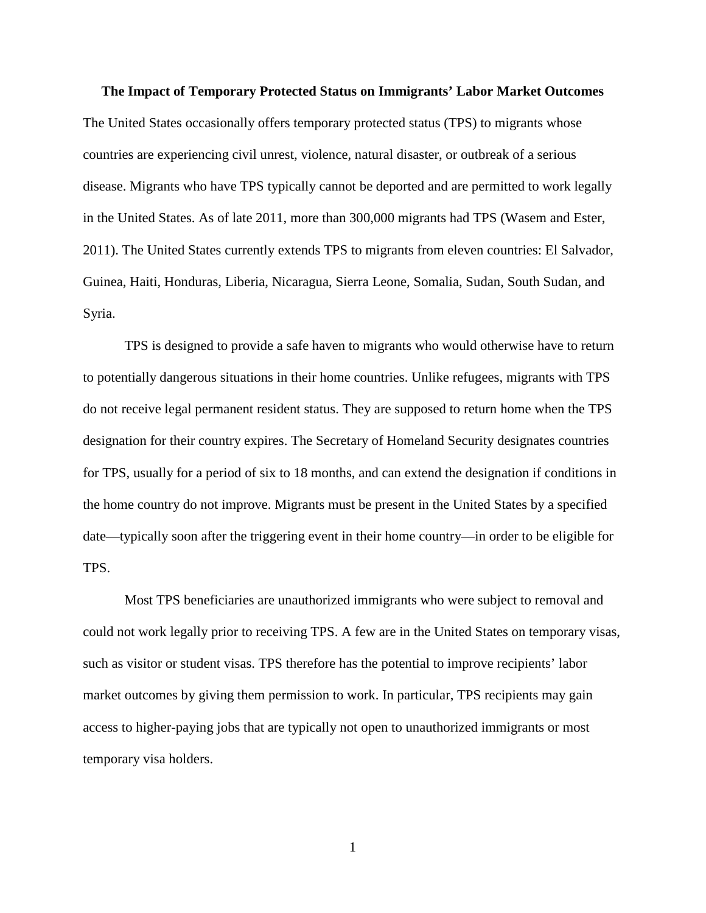# The Impact of Temporary Protected Status on Immigrants' Labor Market Outcomes

The United States occasionally offers temporary protected status (TPS) to migrants whose countries are experiencing civil unrest, violence, natural disaster, or outbreak of a serious disease. Migrants who have TPS typically cannot be deported and are permitted to work legally in the United States. As of late 2011, more than 300,000 migrants had TPS (Wasem and Ester, 2011). The United States currently extends TPS to migrants from eleven countries: El Salvador, Guinea, Haiti, Honduras, Liberia, Nicaragua, Sierra Leone, Somalia, Sudan, South Sudan, and Syria.

TPS is designed to provide a safe haven to migrants who would otherwise have to return to potentially dangerous situations in their home countries. Unlike refugees, migrants with TPS do not receive legal permanent resident status. They are supposed to return home when the TPS designation for their country expires. The Secretary of Homeland Security designates countries for TPS, usually for a period of six to 18 months, and can extend the designation if conditions in the home country do not improve. Migrants must be present in the United States by a specified date—typically soon after the triggering event in their home country—in order to be eligible for TPS.

Most TPS beneficiaries are unauthorized immigrants who were subject to removal and could not work legally prior to receiving TPS. A few are in the United States on temporary visas, such as visitor or student visas. TPS therefore has the potential to improve recipients' labor market outcomes by giving them permission to work. In particular, TPS recipients may gain access to higher-paying jobs that are typically not open to unauthorized immigrants or most temporary visa holders.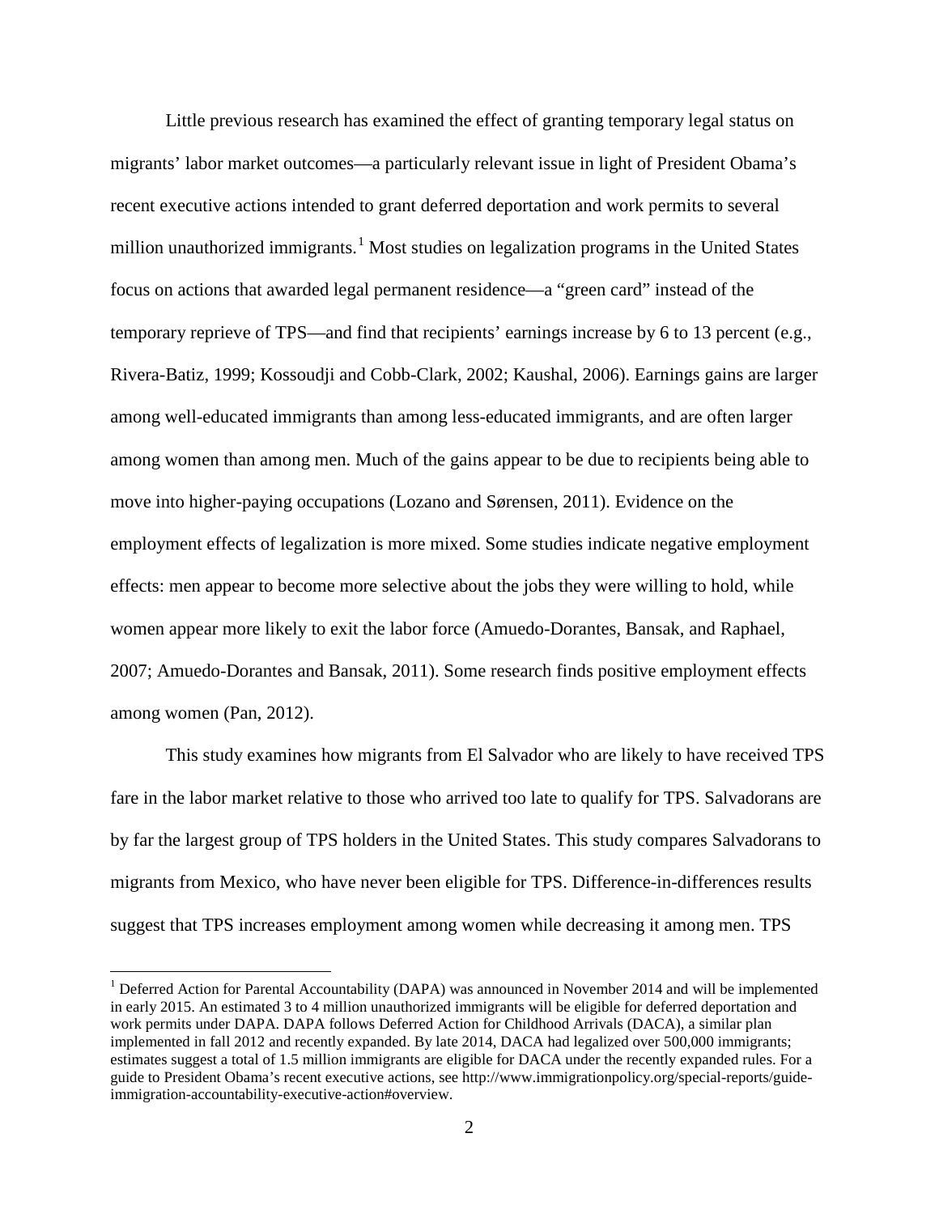Little previous research has examined the effect of granting temporary legal status on migrants' labor market outcomes—a particularly relevant issue in light of President Obama's recent executive actions intended to grant deferred deportation and work permits to several million unauthorized immigrants.[1] Most studies on legalization programs in the United States focus on actions that awarded legal permanent residence—a "green card" instead of the temporary reprieve of TPS—and find that recipients' earnings increase by 6 to 13 percent (e.g., Rivera-Batiz, 1999; Kossoudji and Cobb-Clark, 2002; Kaushal, 2006). Earnings gains are larger among well-educated immigrants than among less-educated immigrants, and are often larger among women than among men. Much of the gains appear to be due to recipients being able to move into higher-paying occupations (Lozano and Sørensen, 2011). Evidence on the employment effects of legalization is more mixed. Some studies indicate negative employment effects: men appear to become more selective about the jobs they were willing to hold, while women appear more likely to exit the labor force (Amuedo-Dorantes, Bansak, and Raphael, 2007; Amuedo-Dorantes and Bansak, 2011). Some research finds positive employment effects among women (Pan, 2012).

This study examines how migrants from El Salvador who are likely to have received TPS fare in the labor market relative to those who arrived too late to qualify for TPS. Salvadorans are by far the largest group of TPS holders in the United States. This study compares Salvadorans to migrants from Mexico, who have never been eligible for TPS. Difference-in-differences results suggest that TPS increases employment among women while decreasing it among men. TPS

[1] Deferred Action for Parental Accountability (DAPA) was announced in November 2014 and will be implemented in early 2015. An estimated 3 to 4 million unauthorized immigrants will be eligible for deferred deportation and work permits under DAPA. DAPA follows Deferred Action for Childhood Arrivals (DACA), a similar plan implemented in fall 2012 and recently expanded. By late 2014, DACA had legalized over 500,000 immigrants; estimates suggest a total of 1.5 million immigrants are eligible for DACA under the recently expanded rules. For a guide to President Obama's recent executive actions, see http://www.immigrationpolicy.org/special-reports/guide-immigration-accountability-executive-action#overview.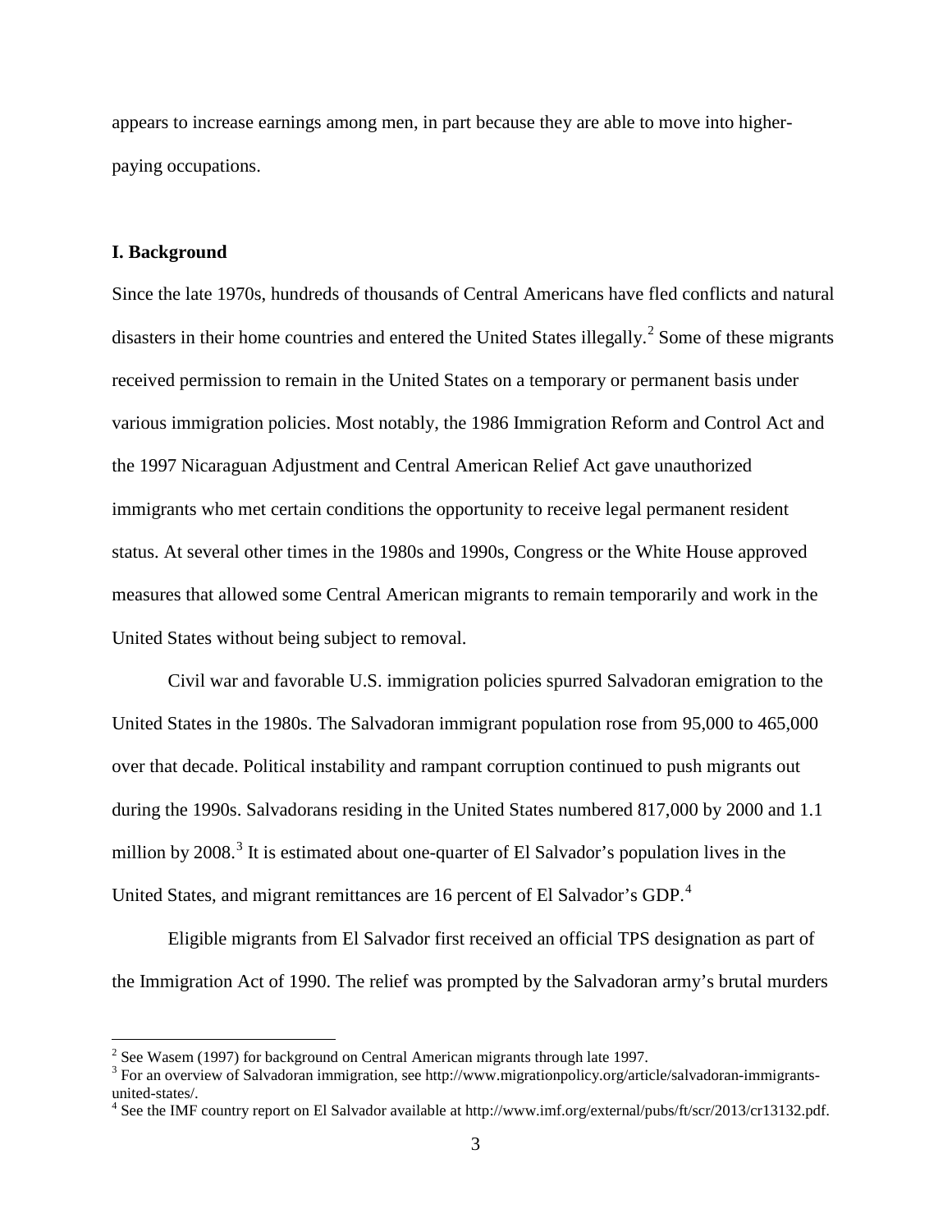appears to increase earnings among men, in part because they are able to move into higher-paying occupations.

## I. Background

Since the late 1970s, hundreds of thousands of Central Americans have fled conflicts and natural disasters in their home countries and entered the United States illegally.[2] Some of these migrants received permission to remain in the United States on a temporary or permanent basis under various immigration policies. Most notably, the 1986 Immigration Reform and Control Act and the 1997 Nicaraguan Adjustment and Central American Relief Act gave unauthorized immigrants who met certain conditions the opportunity to receive legal permanent resident status. At several other times in the 1980s and 1990s, Congress or the White House approved measures that allowed some Central American migrants to remain temporarily and work in the United States without being subject to removal.

Civil war and favorable U.S. immigration policies spurred Salvadoran emigration to the United States in the 1980s. The Salvadoran immigrant population rose from 95,000 to 465,000 over that decade. Political instability and rampant corruption continued to push migrants out during the 1990s. Salvadorans residing in the United States numbered 817,000 by 2000 and 1.1 million by 2008.[3] It is estimated about one-quarter of El Salvador's population lives in the United States, and migrant remittances are 16 percent of El Salvador's GDP.[4]

Eligible migrants from El Salvador first received an official TPS designation as part of the Immigration Act of 1990. The relief was prompted by the Salvadoran army's brutal murders

---

[2] See Wasem (1997) for background on Central American migrants through late 1997.

[3] For an overview of Salvadoran immigration, see http://www.migrationpolicy.org/article/salvadoran-immigrants-united-states/.

[4] See the IMF country report on El Salvador available at http://www.imf.org/external/pubs/ft/scr/2013/cr13132.pdf.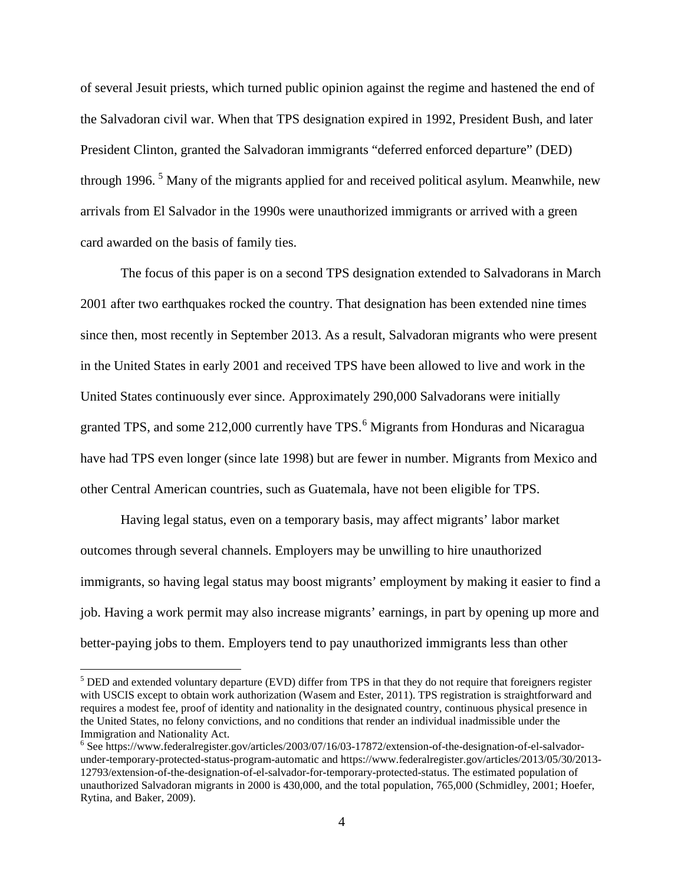of several Jesuit priests, which turned public opinion against the regime and hastened the end of the Salvadoran civil war. When that TPS designation expired in 1992, President Bush, and later President Clinton, granted the Salvadoran immigrants "deferred enforced departure" (DED) through 1996. [5] Many of the migrants applied for and received political asylum. Meanwhile, new arrivals from El Salvador in the 1990s were unauthorized immigrants or arrived with a green card awarded on the basis of family ties.

The focus of this paper is on a second TPS designation extended to Salvadorans in March 2001 after two earthquakes rocked the country. That designation has been extended nine times since then, most recently in September 2013. As a result, Salvadoran migrants who were present in the United States in early 2001 and received TPS have been allowed to live and work in the United States continuously ever since. Approximately 290,000 Salvadorans were initially granted TPS, and some 212,000 currently have TPS.[6] Migrants from Honduras and Nicaragua have had TPS even longer (since late 1998) but are fewer in number. Migrants from Mexico and other Central American countries, such as Guatemala, have not been eligible for TPS.

Having legal status, even on a temporary basis, may affect migrants' labor market outcomes through several channels. Employers may be unwilling to hire unauthorized immigrants, so having legal status may boost migrants' employment by making it easier to find a job. Having a work permit may also increase migrants' earnings, in part by opening up more and better-paying jobs to them. Employers tend to pay unauthorized immigrants less than other

[5] DED and extended voluntary departure (EVD) differ from TPS in that they do not require that foreigners register with USCIS except to obtain work authorization (Wasem and Ester, 2011). TPS registration is straightforward and requires a modest fee, proof of identity and nationality in the designated country, continuous physical presence in the United States, no felony convictions, and no conditions that render an individual inadmissible under the Immigration and Nationality Act.

[6] See https://www.federalregister.gov/articles/2003/07/16/03-17872/extension-of-the-designation-of-el-salvador-under-temporary-protected-status-program-automatic and https://www.federalregister.gov/articles/2013/05/30/2013-12793/extension-of-the-designation-of-el-salvador-for-temporary-protected-status. The estimated population of unauthorized Salvadoran migrants in 2000 is 430,000, and the total population, 765,000 (Schmidley, 2001; Hoefer, Rytina, and Baker, 2009).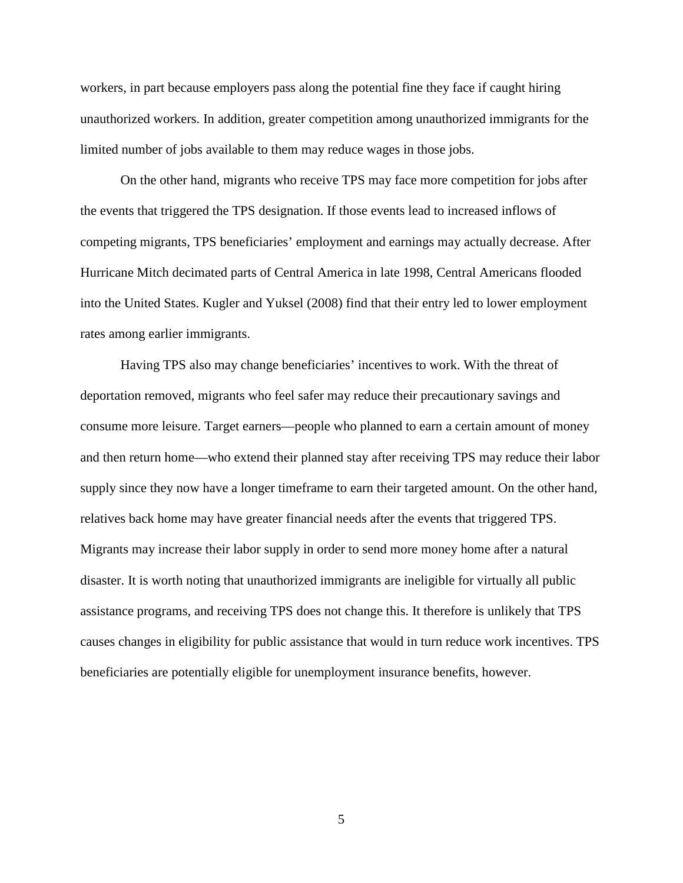workers, in part because employers pass along the potential fine they face if caught hiring unauthorized workers. In addition, greater competition among unauthorized immigrants for the limited number of jobs available to them may reduce wages in those jobs.

On the other hand, migrants who receive TPS may face more competition for jobs after the events that triggered the TPS designation. If those events lead to increased inflows of competing migrants, TPS beneficiaries' employment and earnings may actually decrease. After Hurricane Mitch decimated parts of Central America in late 1998, Central Americans flooded into the United States. Kugler and Yuksel (2008) find that their entry led to lower employment rates among earlier immigrants.

Having TPS also may change beneficiaries' incentives to work. With the threat of deportation removed, migrants who feel safer may reduce their precautionary savings and consume more leisure. Target earners—people who planned to earn a certain amount of money and then return home—who extend their planned stay after receiving TPS may reduce their labor supply since they now have a longer timeframe to earn their targeted amount. On the other hand, relatives back home may have greater financial needs after the events that triggered TPS. Migrants may increase their labor supply in order to send more money home after a natural disaster. It is worth noting that unauthorized immigrants are ineligible for virtually all public assistance programs, and receiving TPS does not change this. It therefore is unlikely that TPS causes changes in eligibility for public assistance that would in turn reduce work incentives. TPS beneficiaries are potentially eligible for unemployment insurance benefits, however.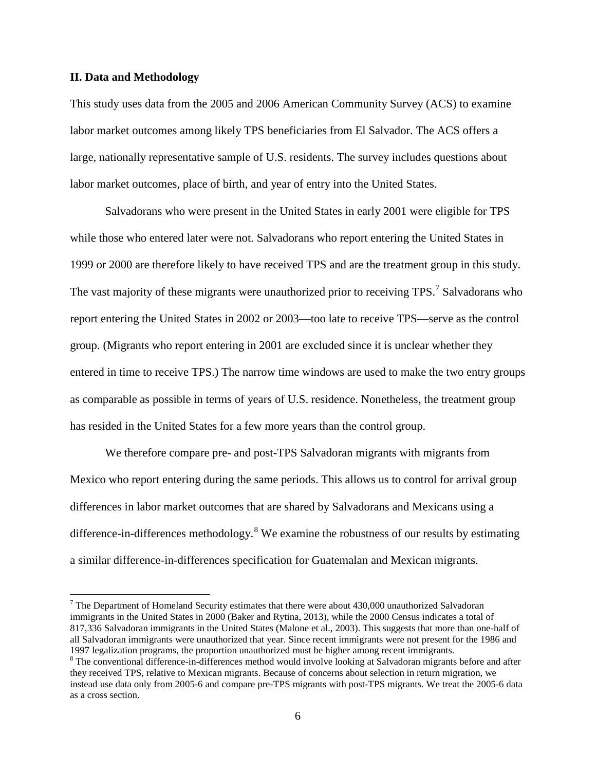## II. Data and Methodology

This study uses data from the 2005 and 2006 American Community Survey (ACS) to examine labor market outcomes among likely TPS beneficiaries from El Salvador. The ACS offers a large, nationally representative sample of U.S. residents. The survey includes questions about labor market outcomes, place of birth, and year of entry into the United States.

Salvadorans who were present in the United States in early 2001 were eligible for TPS while those who entered later were not. Salvadorans who report entering the United States in 1999 or 2000 are therefore likely to have received TPS and are the treatment group in this study. The vast majority of these migrants were unauthorized prior to receiving TPS.[7] Salvadorans who report entering the United States in 2002 or 2003—too late to receive TPS—serve as the control group. (Migrants who report entering in 2001 are excluded since it is unclear whether they entered in time to receive TPS.) The narrow time windows are used to make the two entry groups as comparable as possible in terms of years of U.S. residence. Nonetheless, the treatment group has resided in the United States for a few more years than the control group.

We therefore compare pre- and post-TPS Salvadoran migrants with migrants from Mexico who report entering during the same periods. This allows us to control for arrival group differences in labor market outcomes that are shared by Salvadorans and Mexicans using a difference-in-differences methodology.[8] We examine the robustness of our results by estimating a similar difference-in-differences specification for Guatemalan and Mexican migrants.

[7] The Department of Homeland Security estimates that there were about 430,000 unauthorized Salvadoran immigrants in the United States in 2000 (Baker and Rytina, 2013), while the 2000 Census indicates a total of 817,336 Salvadoran immigrants in the United States (Malone et al., 2003). This suggests that more than one-half of all Salvadoran immigrants were unauthorized that year. Since recent immigrants were not present for the 1986 and 1997 legalization programs, the proportion unauthorized must be higher among recent immigrants.

[8] The conventional difference-in-differences method would involve looking at Salvadoran migrants before and after they received TPS, relative to Mexican migrants. Because of concerns about selection in return migration, we instead use data only from 2005-6 and compare pre-TPS migrants with post-TPS migrants. We treat the 2005-6 data as a cross section.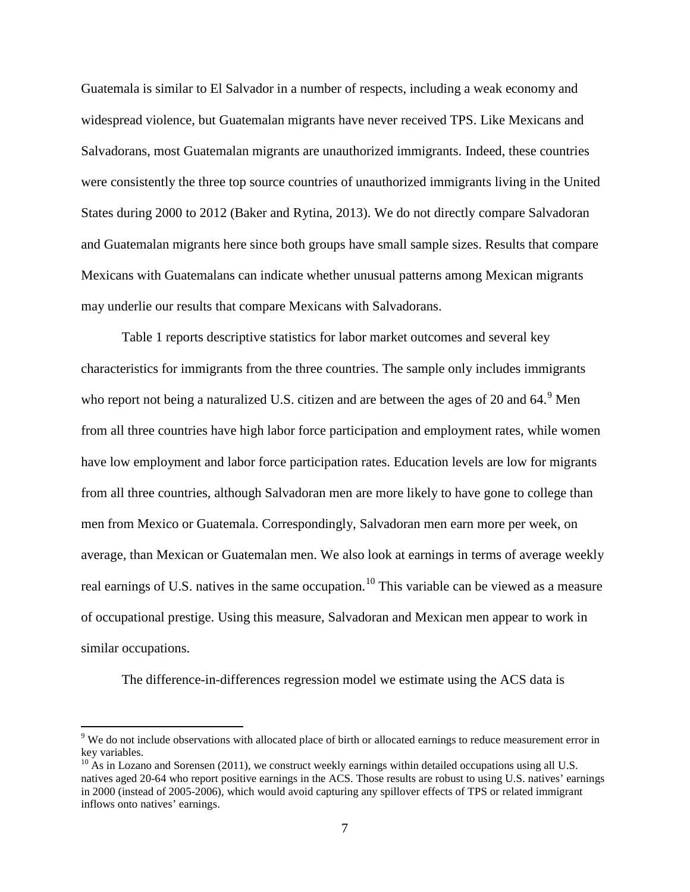Guatemala is similar to El Salvador in a number of respects, including a weak economy and widespread violence, but Guatemalan migrants have never received TPS. Like Mexicans and Salvadorans, most Guatemalan migrants are unauthorized immigrants. Indeed, these countries were consistently the three top source countries of unauthorized immigrants living in the United States during 2000 to 2012 (Baker and Rytina, 2013). We do not directly compare Salvadoran and Guatemalan migrants here since both groups have small sample sizes. Results that compare Mexicans with Guatemalans can indicate whether unusual patterns among Mexican migrants may underlie our results that compare Mexicans with Salvadorans.

Table 1 reports descriptive statistics for labor market outcomes and several key characteristics for immigrants from the three countries. The sample only includes immigrants who report not being a naturalized U.S. citizen and are between the ages of 20 and 64.[9] Men from all three countries have high labor force participation and employment rates, while women have low employment and labor force participation rates. Education levels are low for migrants from all three countries, although Salvadoran men are more likely to have gone to college than men from Mexico or Guatemala. Correspondingly, Salvadoran men earn more per week, on average, than Mexican or Guatemalan men. We also look at earnings in terms of average weekly real earnings of U.S. natives in the same occupation.[10] This variable can be viewed as a measure of occupational prestige. Using this measure, Salvadoran and Mexican men appear to work in similar occupations.

The difference-in-differences regression model we estimate using the ACS data is

[9] We do not include observations with allocated place of birth or allocated earnings to reduce measurement error in key variables.

[10] As in Lozano and Sorensen (2011), we construct weekly earnings within detailed occupations using all U.S. natives aged 20-64 who report positive earnings in the ACS. Those results are robust to using U.S. natives' earnings in 2000 (instead of 2005-2006), which would avoid capturing any spillover effects of TPS or related immigrant inflows onto natives' earnings.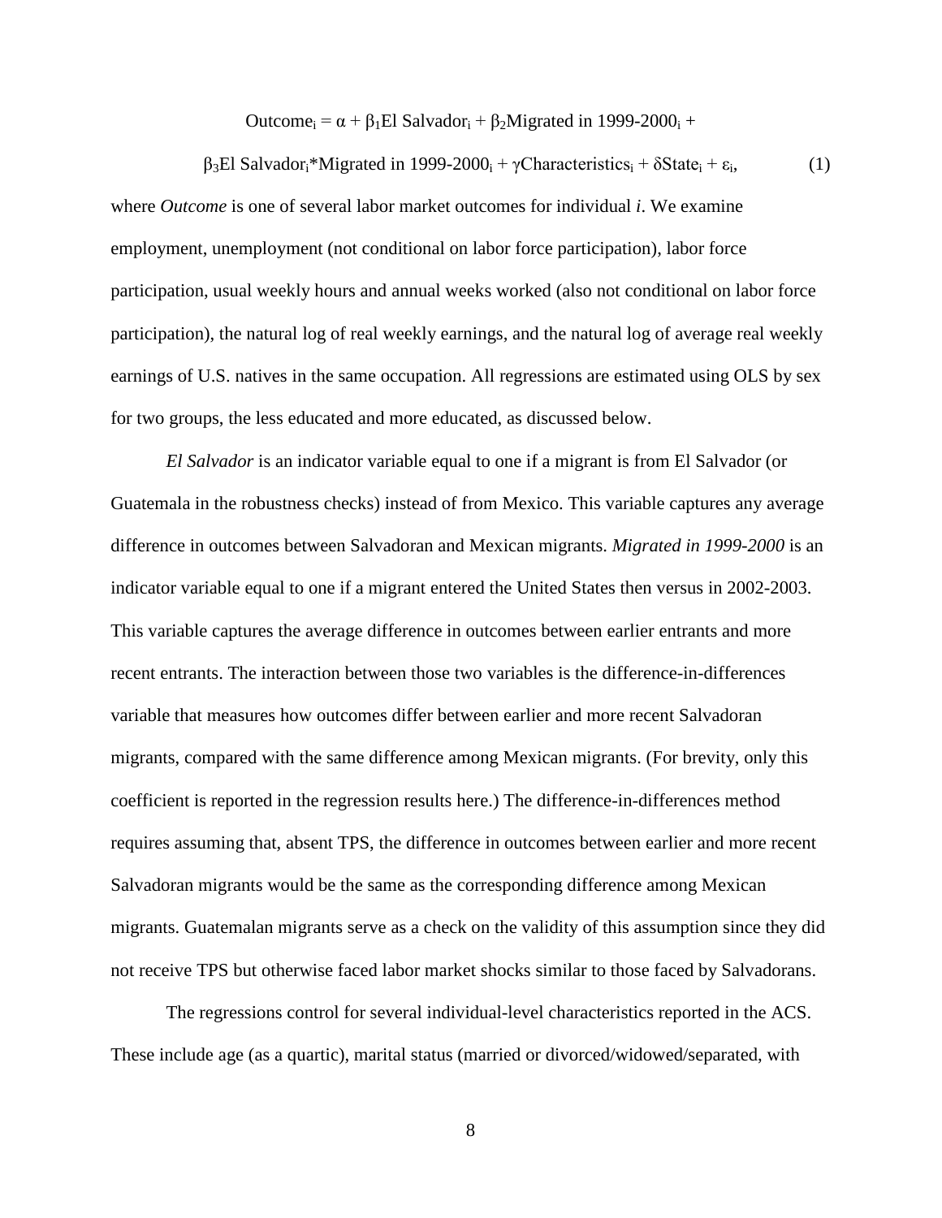$$\text{Outcome}_i = \alpha + \beta_1\text{El Salvador}_i + \beta_2\text{Migrated in 1999-2000}_i + \beta_3\text{El Salvador}_i{*}\text{Migrated in 1999-2000}_i + \gamma\text{Characteristics}_i + \delta\text{State}_i + \varepsilon_i, \quad (1)$$

where *Outcome* is one of several labor market outcomes for individual *i*. We examine employment, unemployment (not conditional on labor force participation), labor force participation, usual weekly hours and annual weeks worked (also not conditional on labor force participation), the natural log of real weekly earnings, and the natural log of average real weekly earnings of U.S. natives in the same occupation. All regressions are estimated using OLS by sex for two groups, the less educated and more educated, as discussed below.

*El Salvador* is an indicator variable equal to one if a migrant is from El Salvador (or Guatemala in the robustness checks) instead of from Mexico. This variable captures any average difference in outcomes between Salvadoran and Mexican migrants. *Migrated in 1999-2000* is an indicator variable equal to one if a migrant entered the United States then versus in 2002-2003. This variable captures the average difference in outcomes between earlier entrants and more recent entrants. The interaction between those two variables is the difference-in-differences variable that measures how outcomes differ between earlier and more recent Salvadoran migrants, compared with the same difference among Mexican migrants. (For brevity, only this coefficient is reported in the regression results here.) The difference-in-differences method requires assuming that, absent TPS, the difference in outcomes between earlier and more recent Salvadoran migrants would be the same as the corresponding difference among Mexican migrants. Guatemalan migrants serve as a check on the validity of this assumption since they did not receive TPS but otherwise faced labor market shocks similar to those faced by Salvadorans.

The regressions control for several individual-level characteristics reported in the ACS. These include age (as a quartic), marital status (married or divorced/widowed/separated, with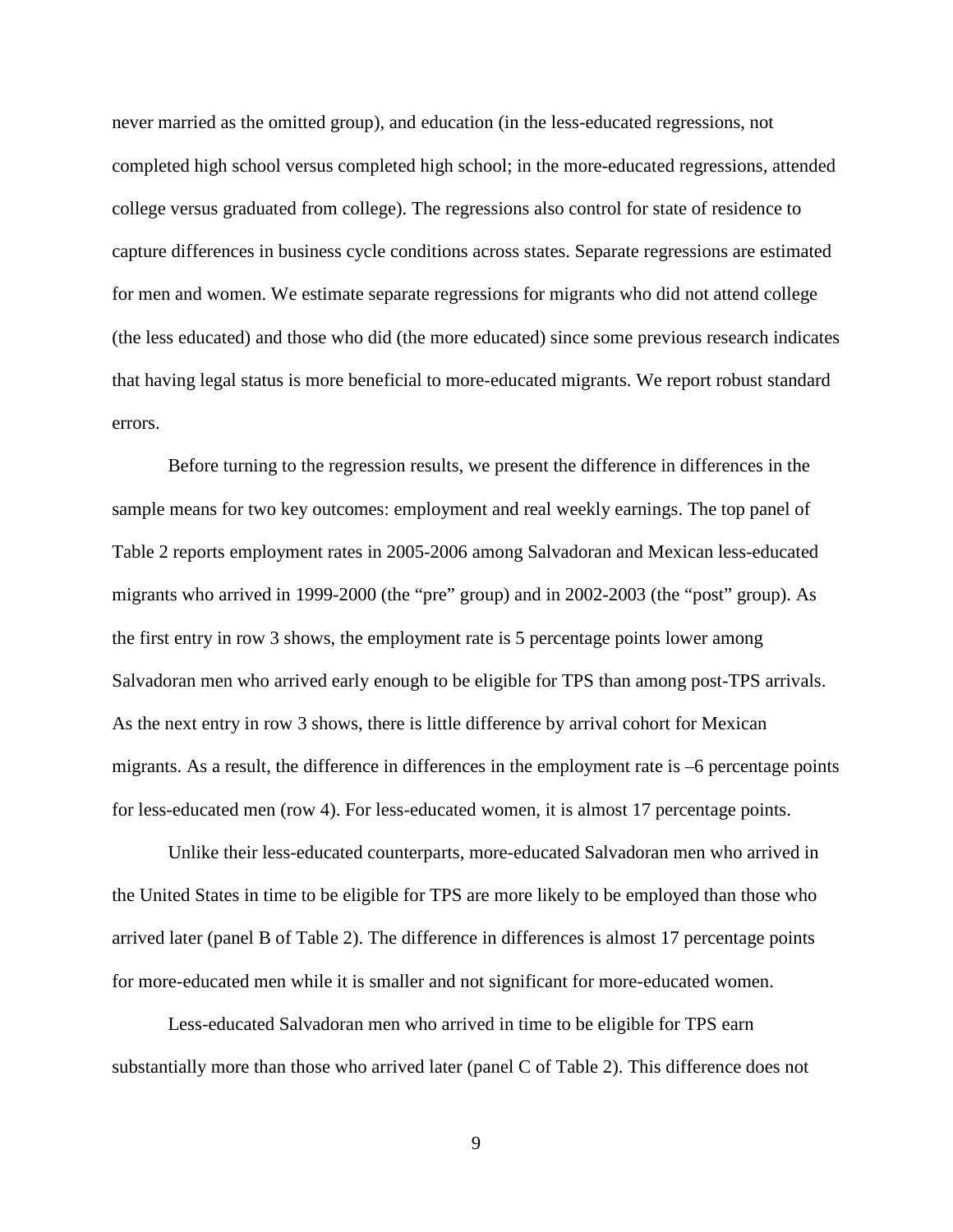never married as the omitted group), and education (in the less-educated regressions, not completed high school versus completed high school; in the more-educated regressions, attended college versus graduated from college). The regressions also control for state of residence to capture differences in business cycle conditions across states. Separate regressions are estimated for men and women. We estimate separate regressions for migrants who did not attend college (the less educated) and those who did (the more educated) since some previous research indicates that having legal status is more beneficial to more-educated migrants. We report robust standard errors.

Before turning to the regression results, we present the difference in differences in the sample means for two key outcomes: employment and real weekly earnings. The top panel of Table 2 reports employment rates in 2005-2006 among Salvadoran and Mexican less-educated migrants who arrived in 1999-2000 (the "pre" group) and in 2002-2003 (the "post" group). As the first entry in row 3 shows, the employment rate is 5 percentage points lower among Salvadoran men who arrived early enough to be eligible for TPS than among post-TPS arrivals. As the next entry in row 3 shows, there is little difference by arrival cohort for Mexican migrants. As a result, the difference in differences in the employment rate is –6 percentage points for less-educated men (row 4). For less-educated women, it is almost 17 percentage points.

Unlike their less-educated counterparts, more-educated Salvadoran men who arrived in the United States in time to be eligible for TPS are more likely to be employed than those who arrived later (panel B of Table 2). The difference in differences is almost 17 percentage points for more-educated men while it is smaller and not significant for more-educated women.

Less-educated Salvadoran men who arrived in time to be eligible for TPS earn substantially more than those who arrived later (panel C of Table 2). This difference does not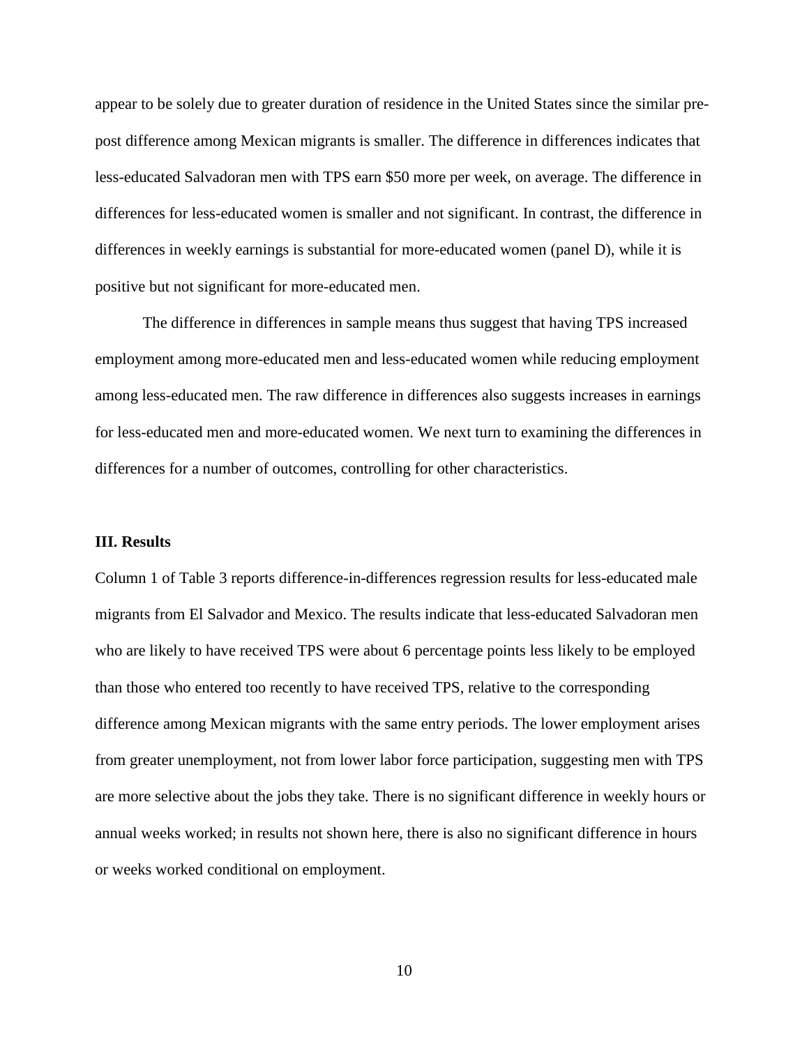appear to be solely due to greater duration of residence in the United States since the similar pre-post difference among Mexican migrants is smaller. The difference in differences indicates that less-educated Salvadoran men with TPS earn $50 more per week, on average. The difference in differences for less-educated women is smaller and not significant. In contrast, the difference in differences in weekly earnings is substantial for more-educated women (panel D), while it is positive but not significant for more-educated men.

The difference in differences in sample means thus suggest that having TPS increased employment among more-educated men and less-educated women while reducing employment among less-educated men. The raw difference in differences also suggests increases in earnings for less-educated men and more-educated women. We next turn to examining the differences in differences for a number of outcomes, controlling for other characteristics.

### III. Results

Column 1 of Table 3 reports difference-in-differences regression results for less-educated male migrants from El Salvador and Mexico. The results indicate that less-educated Salvadoran men who are likely to have received TPS were about 6 percentage points less likely to be employed than those who entered too recently to have received TPS, relative to the corresponding difference among Mexican migrants with the same entry periods. The lower employment arises from greater unemployment, not from lower labor force participation, suggesting men with TPS are more selective about the jobs they take. There is no significant difference in weekly hours or annual weeks worked; in results not shown here, there is also no significant difference in hours or weeks worked conditional on employment.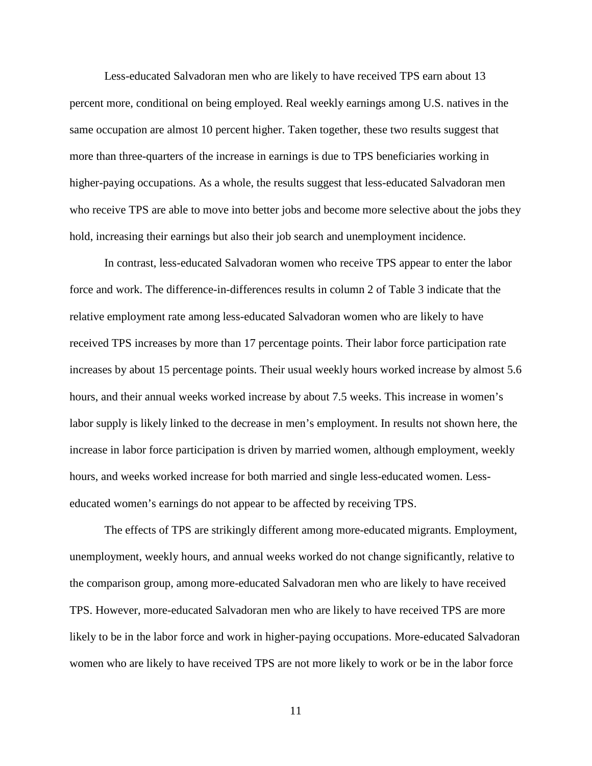Less-educated Salvadoran men who are likely to have received TPS earn about 13 percent more, conditional on being employed. Real weekly earnings among U.S. natives in the same occupation are almost 10 percent higher. Taken together, these two results suggest that more than three-quarters of the increase in earnings is due to TPS beneficiaries working in higher-paying occupations. As a whole, the results suggest that less-educated Salvadoran men who receive TPS are able to move into better jobs and become more selective about the jobs they hold, increasing their earnings but also their job search and unemployment incidence.

In contrast, less-educated Salvadoran women who receive TPS appear to enter the labor force and work. The difference-in-differences results in column 2 of Table 3 indicate that the relative employment rate among less-educated Salvadoran women who are likely to have received TPS increases by more than 17 percentage points. Their labor force participation rate increases by about 15 percentage points. Their usual weekly hours worked increase by almost 5.6 hours, and their annual weeks worked increase by about 7.5 weeks. This increase in women's labor supply is likely linked to the decrease in men's employment. In results not shown here, the increase in labor force participation is driven by married women, although employment, weekly hours, and weeks worked increase for both married and single less-educated women. Less-educated women's earnings do not appear to be affected by receiving TPS.

The effects of TPS are strikingly different among more-educated migrants. Employment, unemployment, weekly hours, and annual weeks worked do not change significantly, relative to the comparison group, among more-educated Salvadoran men who are likely to have received TPS. However, more-educated Salvadoran men who are likely to have received TPS are more likely to be in the labor force and work in higher-paying occupations. More-educated Salvadoran women who are likely to have received TPS are not more likely to work or be in the labor force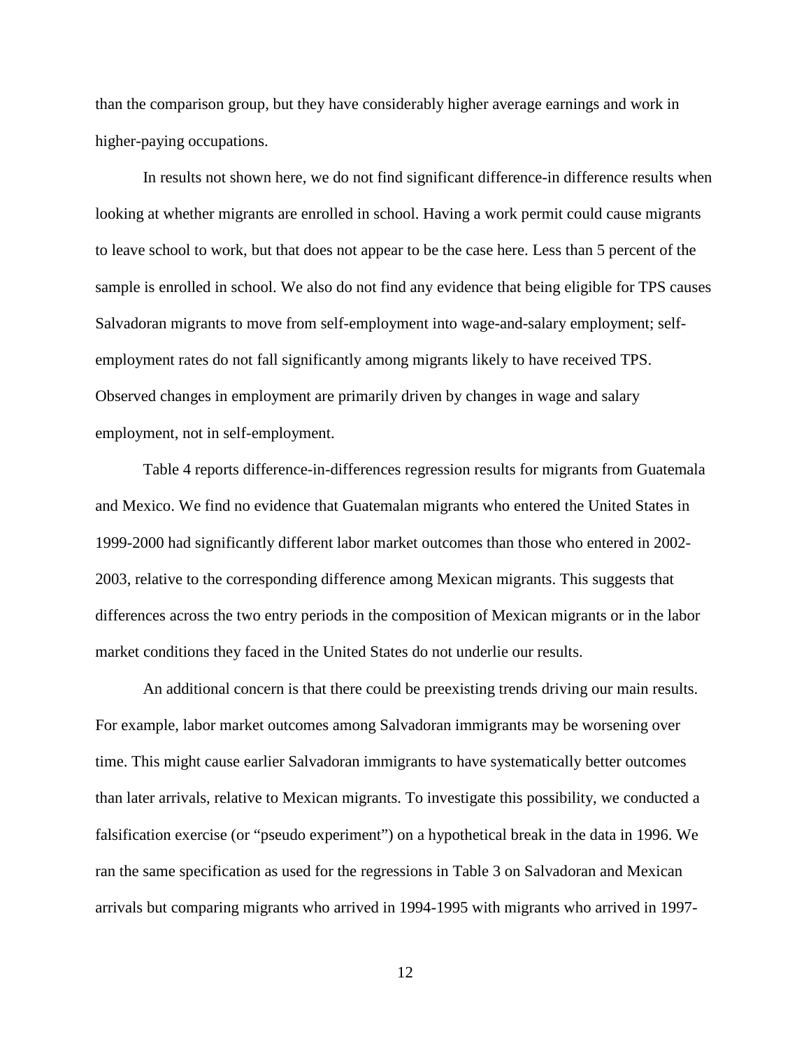than the comparison group, but they have considerably higher average earnings and work in higher-paying occupations.

In results not shown here, we do not find significant difference-in difference results when looking at whether migrants are enrolled in school. Having a work permit could cause migrants to leave school to work, but that does not appear to be the case here. Less than 5 percent of the sample is enrolled in school. We also do not find any evidence that being eligible for TPS causes Salvadoran migrants to move from self-employment into wage-and-salary employment; self-employment rates do not fall significantly among migrants likely to have received TPS. Observed changes in employment are primarily driven by changes in wage and salary employment, not in self-employment.

Table 4 reports difference-in-differences regression results for migrants from Guatemala and Mexico. We find no evidence that Guatemalan migrants who entered the United States in 1999-2000 had significantly different labor market outcomes than those who entered in 2002-2003, relative to the corresponding difference among Mexican migrants. This suggests that differences across the two entry periods in the composition of Mexican migrants or in the labor market conditions they faced in the United States do not underlie our results.

An additional concern is that there could be preexisting trends driving our main results. For example, labor market outcomes among Salvadoran immigrants may be worsening over time. This might cause earlier Salvadoran immigrants to have systematically better outcomes than later arrivals, relative to Mexican migrants. To investigate this possibility, we conducted a falsification exercise (or "pseudo experiment") on a hypothetical break in the data in 1996. We ran the same specification as used for the regressions in Table 3 on Salvadoran and Mexican arrivals but comparing migrants who arrived in 1994-1995 with migrants who arrived in 1997-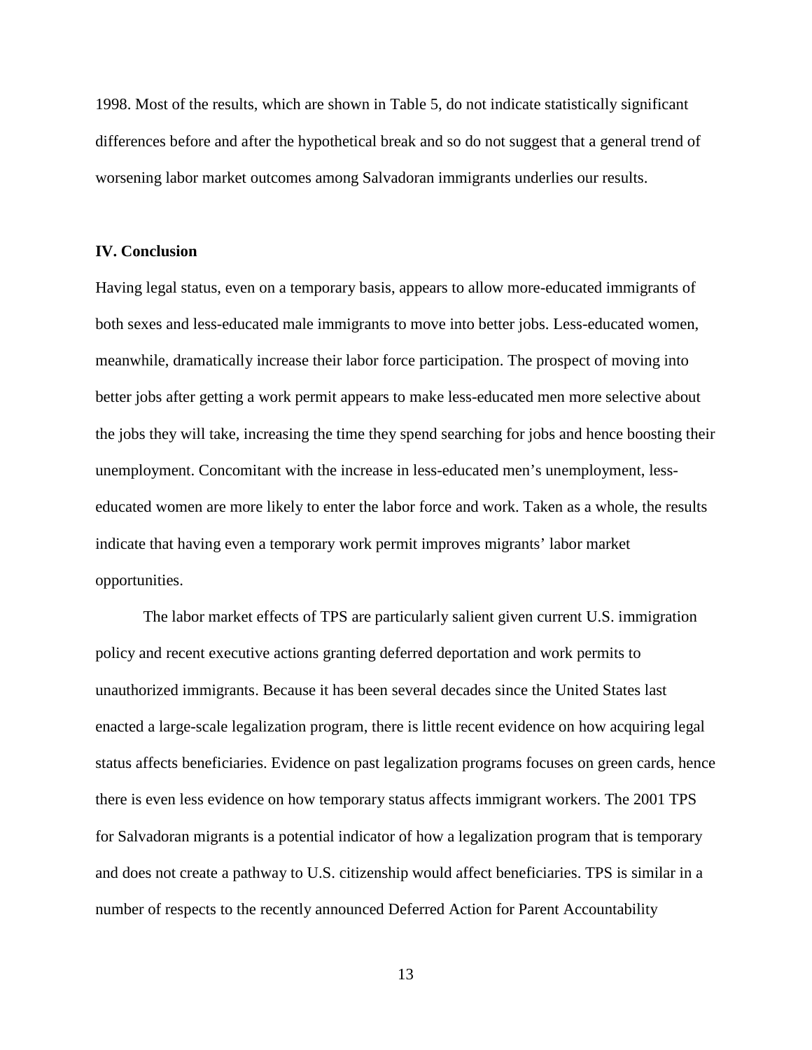1998. Most of the results, which are shown in Table 5, do not indicate statistically significant differences before and after the hypothetical break and so do not suggest that a general trend of worsening labor market outcomes among Salvadoran immigrants underlies our results.

## IV. Conclusion

Having legal status, even on a temporary basis, appears to allow more-educated immigrants of both sexes and less-educated male immigrants to move into better jobs. Less-educated women, meanwhile, dramatically increase their labor force participation. The prospect of moving into better jobs after getting a work permit appears to make less-educated men more selective about the jobs they will take, increasing the time they spend searching for jobs and hence boosting their unemployment. Concomitant with the increase in less-educated men's unemployment, less-educated women are more likely to enter the labor force and work. Taken as a whole, the results indicate that having even a temporary work permit improves migrants' labor market opportunities.

The labor market effects of TPS are particularly salient given current U.S. immigration policy and recent executive actions granting deferred deportation and work permits to unauthorized immigrants. Because it has been several decades since the United States last enacted a large-scale legalization program, there is little recent evidence on how acquiring legal status affects beneficiaries. Evidence on past legalization programs focuses on green cards, hence there is even less evidence on how temporary status affects immigrant workers. The 2001 TPS for Salvadoran migrants is a potential indicator of how a legalization program that is temporary and does not create a pathway to U.S. citizenship would affect beneficiaries. TPS is similar in a number of respects to the recently announced Deferred Action for Parent Accountability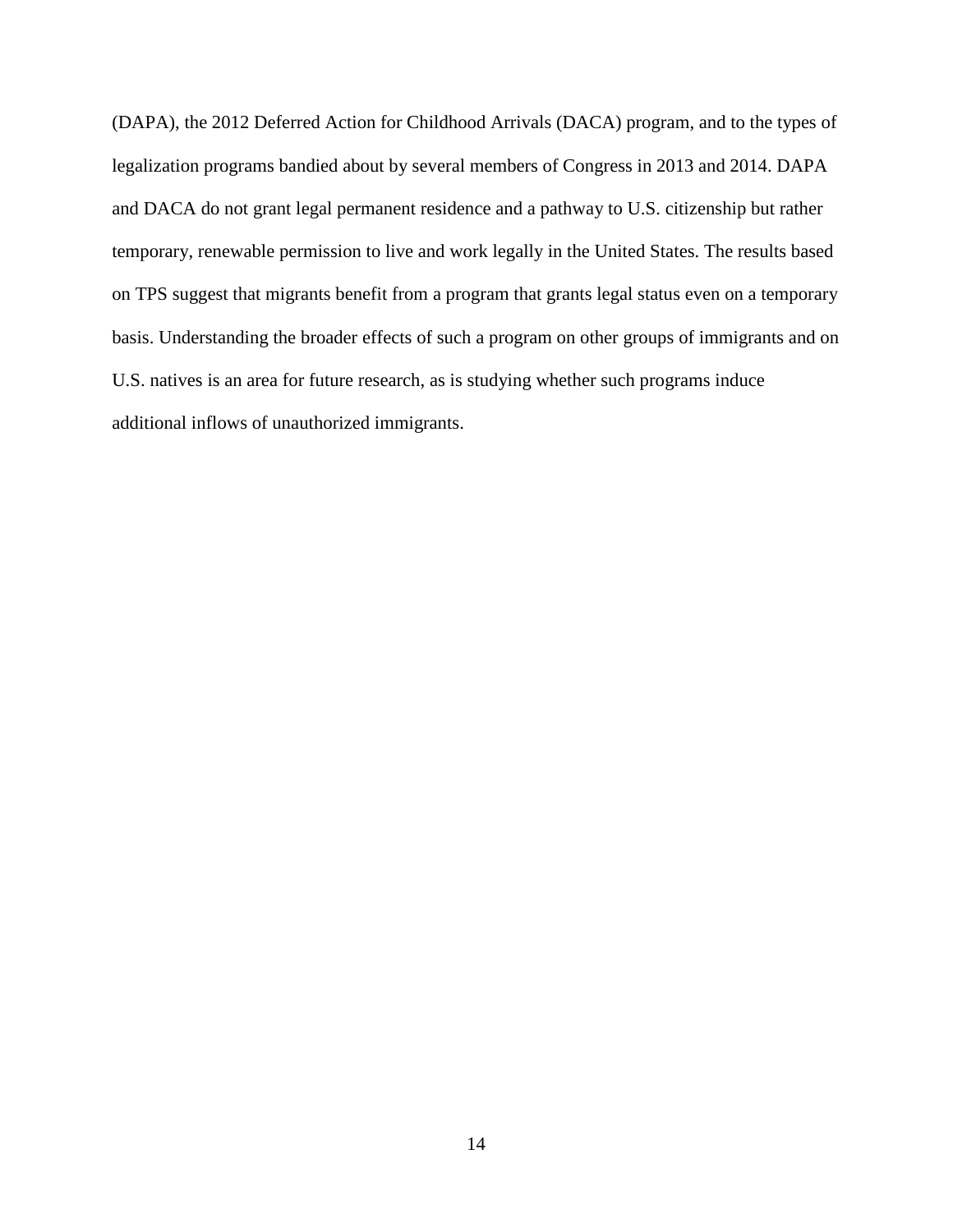(DAPA), the 2012 Deferred Action for Childhood Arrivals (DACA) program, and to the types of legalization programs bandied about by several members of Congress in 2013 and 2014. DAPA and DACA do not grant legal permanent residence and a pathway to U.S. citizenship but rather temporary, renewable permission to live and work legally in the United States. The results based on TPS suggest that migrants benefit from a program that grants legal status even on a temporary basis. Understanding the broader effects of such a program on other groups of immigrants and on U.S. natives is an area for future research, as is studying whether such programs induce additional inflows of unauthorized immigrants.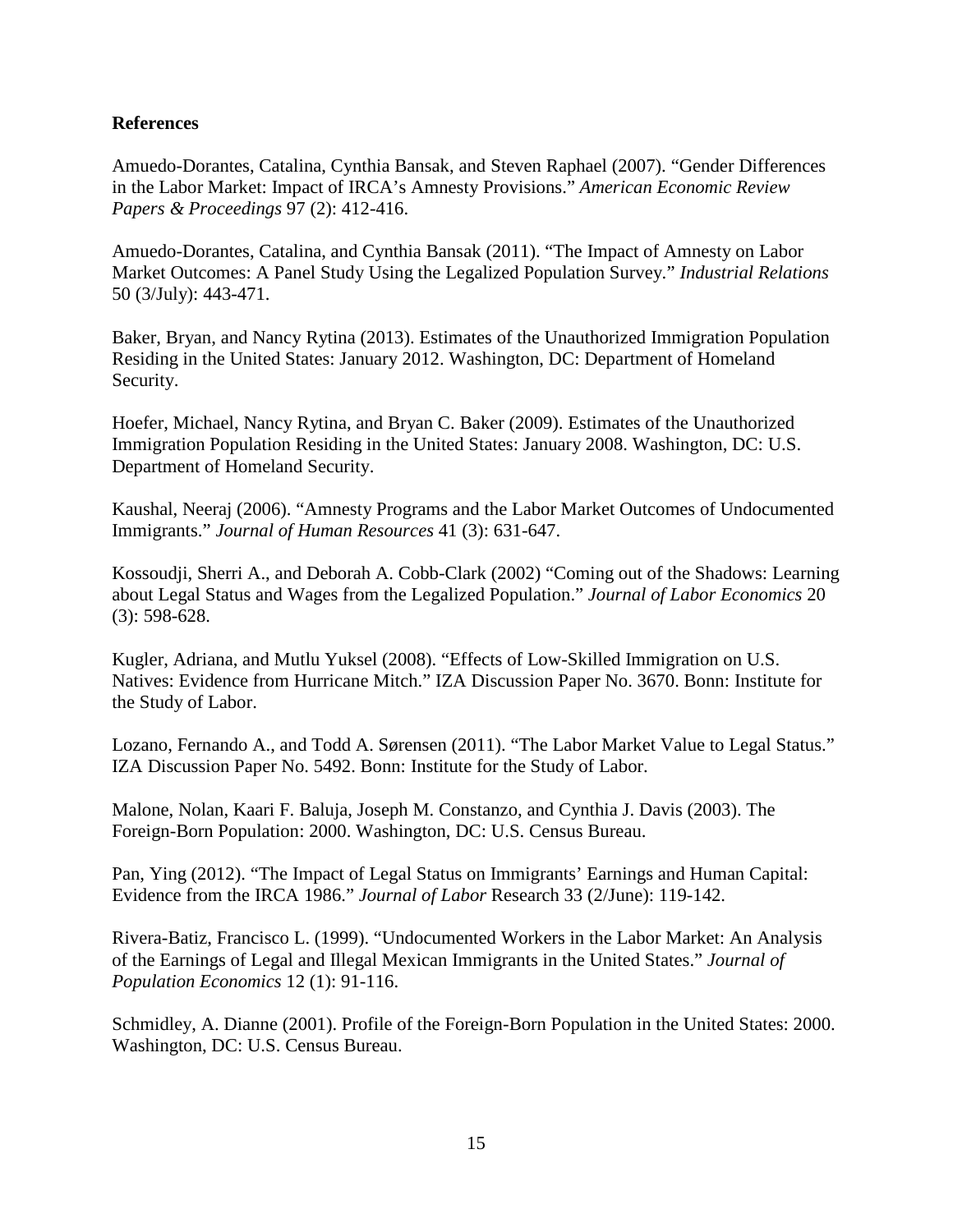**References**

Amuedo-Dorantes, Catalina, Cynthia Bansak, and Steven Raphael (2007). "Gender Differences in the Labor Market: Impact of IRCA's Amnesty Provisions." *American Economic Review Papers & Proceedings* 97 (2): 412-416.

Amuedo-Dorantes, Catalina, and Cynthia Bansak (2011). "The Impact of Amnesty on Labor Market Outcomes: A Panel Study Using the Legalized Population Survey." *Industrial Relations* 50 (3/July): 443-471.

Baker, Bryan, and Nancy Rytina (2013). Estimates of the Unauthorized Immigration Population Residing in the United States: January 2012. Washington, DC: Department of Homeland Security.

Hoefer, Michael, Nancy Rytina, and Bryan C. Baker (2009). Estimates of the Unauthorized Immigration Population Residing in the United States: January 2008. Washington, DC: U.S. Department of Homeland Security.

Kaushal, Neeraj (2006). "Amnesty Programs and the Labor Market Outcomes of Undocumented Immigrants." *Journal of Human Resources* 41 (3): 631-647.

Kossoudji, Sherri A., and Deborah A. Cobb-Clark (2002) "Coming out of the Shadows: Learning about Legal Status and Wages from the Legalized Population." *Journal of Labor Economics* 20 (3): 598-628.

Kugler, Adriana, and Mutlu Yuksel (2008). "Effects of Low-Skilled Immigration on U.S. Natives: Evidence from Hurricane Mitch." IZA Discussion Paper No. 3670. Bonn: Institute for the Study of Labor.

Lozano, Fernando A., and Todd A. Sørensen (2011). "The Labor Market Value to Legal Status." IZA Discussion Paper No. 5492. Bonn: Institute for the Study of Labor.

Malone, Nolan, Kaari F. Baluja, Joseph M. Constanzo, and Cynthia J. Davis (2003). The Foreign-Born Population: 2000. Washington, DC: U.S. Census Bureau.

Pan, Ying (2012). "The Impact of Legal Status on Immigrants' Earnings and Human Capital: Evidence from the IRCA 1986." *Journal of Labor* Research 33 (2/June): 119-142.

Rivera-Batiz, Francisco L. (1999). "Undocumented Workers in the Labor Market: An Analysis of the Earnings of Legal and Illegal Mexican Immigrants in the United States." *Journal of Population Economics* 12 (1): 91-116.

Schmidley, A. Dianne (2001). Profile of the Foreign-Born Population in the United States: 2000. Washington, DC: U.S. Census Bureau.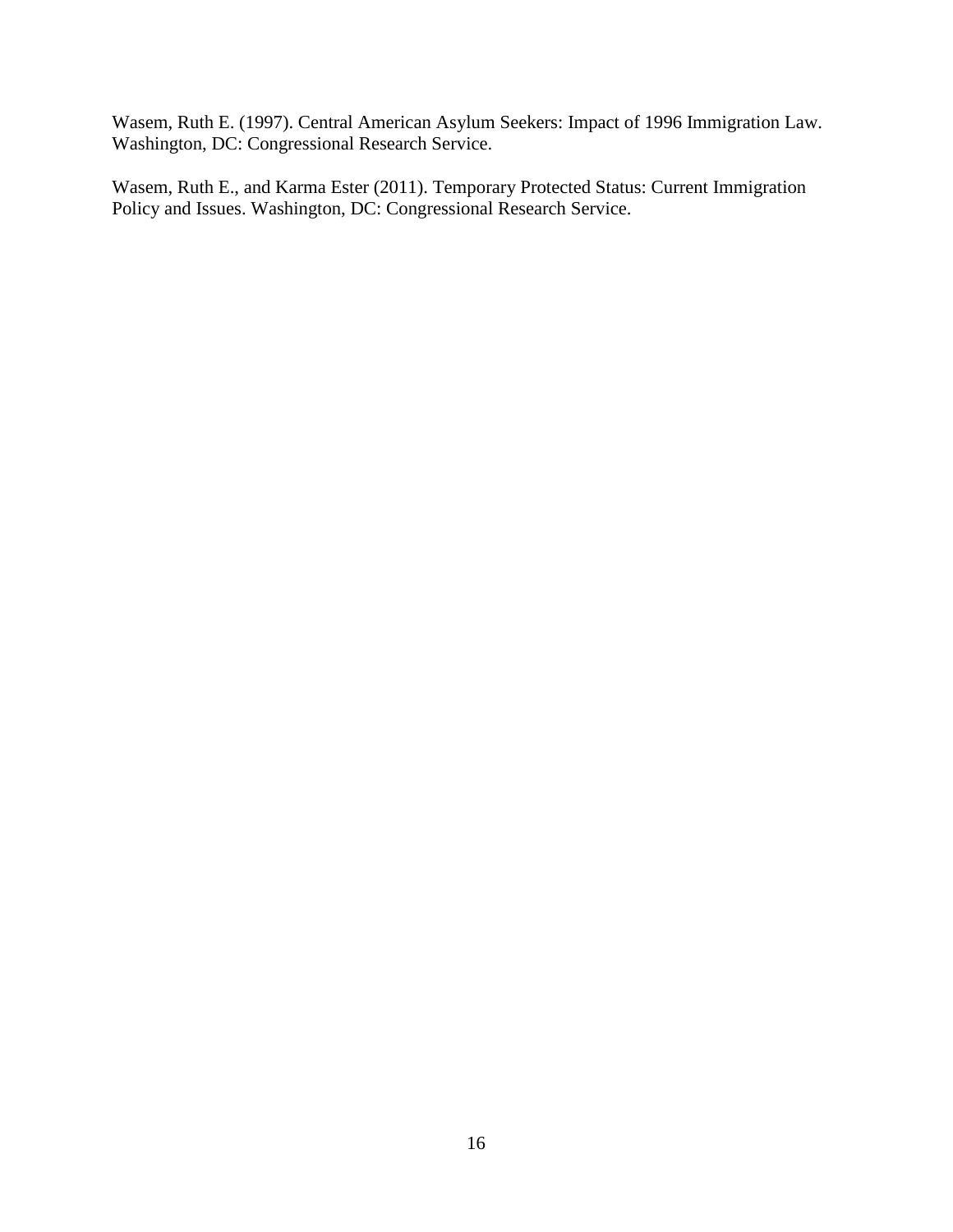Wasem, Ruth E. (1997). Central American Asylum Seekers: Impact of 1996 Immigration Law. Washington, DC: Congressional Research Service.

Wasem, Ruth E., and Karma Ester (2011). Temporary Protected Status: Current Immigration Policy and Issues. Washington, DC: Congressional Research Service.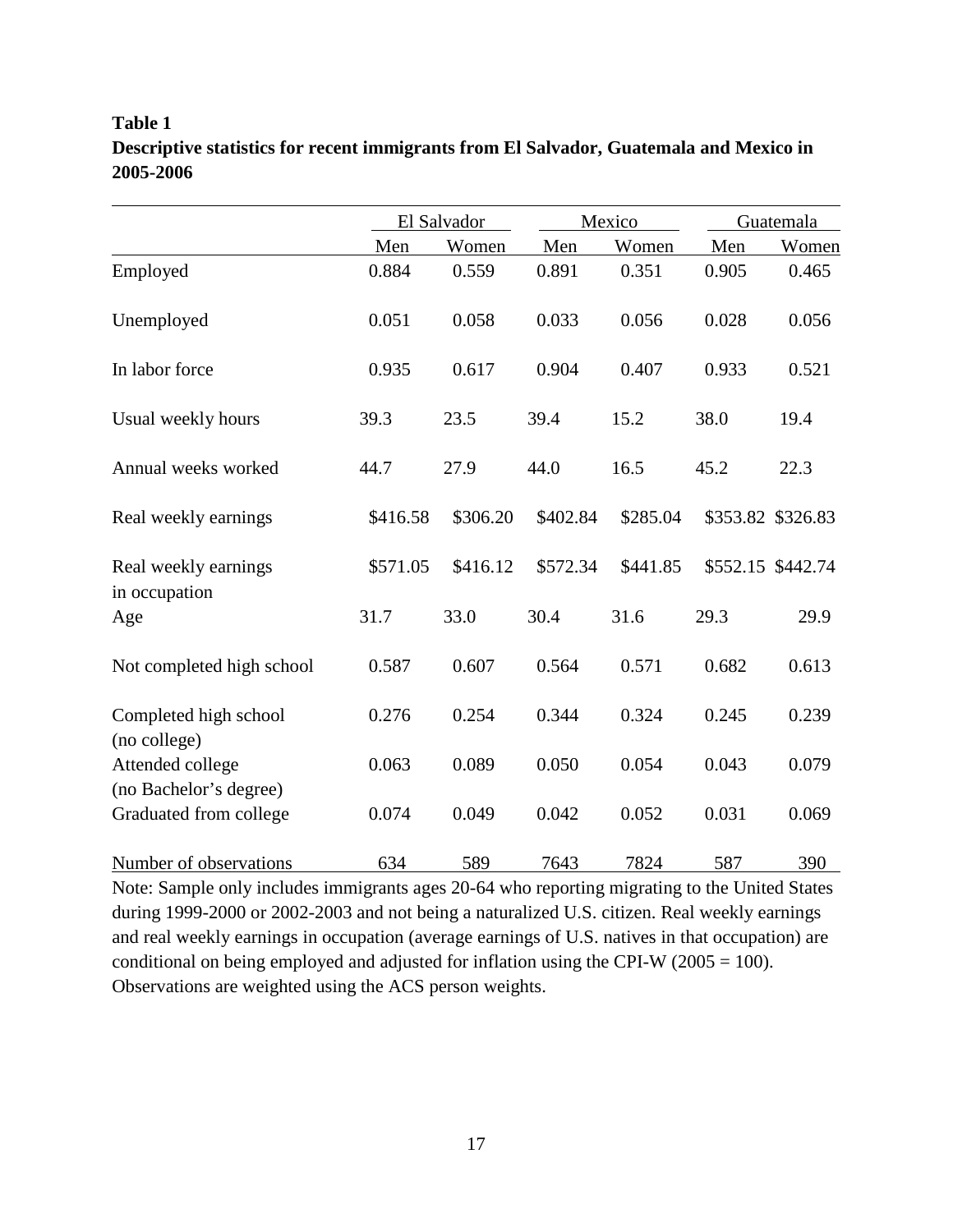**Table 1**

**Descriptive statistics for recent immigrants from El Salvador, Guatemala and Mexico in 2005-2006**

| | El Salvador | | Mexico | | Guatemala | |
|---|---|---|---|---|---|---|
| | Men | Women | Men | Women | Men | Women |
| Employed | 0.884 | 0.559 | 0.891 | 0.351 | 0.905 | 0.465 |
| Unemployed | 0.051 | 0.058 | 0.033 | 0.056 | 0.028 | 0.056 |
| In labor force | 0.935 | 0.617 | 0.904 | 0.407 | 0.933 | 0.521 |
| Usual weekly hours | 39.3 | 23.5 | 39.4 | 15.2 | 38.0 | 19.4 |
| Annual weeks worked | 44.7 | 27.9 | 44.0 | 16.5 | 45.2 | 22.3 |
| Real weekly earnings | $416.58 | $306.20 | $402.84 | $285.04 | $353.82 | $326.83 |
| Real weekly earnings in occupation | $571.05 | $416.12 | $572.34 | $441.85 | $552.15 | $442.74 |
| Age | 31.7 | 33.0 | 30.4 | 31.6 | 29.3 | 29.9 |
| Not completed high school | 0.587 | 0.607 | 0.564 | 0.571 | 0.682 | 0.613 |
| Completed high school (no college) | 0.276 | 0.254 | 0.344 | 0.324 | 0.245 | 0.239 |
| Attended college (no Bachelor's degree) | 0.063 | 0.089 | 0.050 | 0.054 | 0.043 | 0.079 |
| Graduated from college | 0.074 | 0.049 | 0.042 | 0.052 | 0.031 | 0.069 |
| Number of observations | 634 | 589 | 7643 | 7824 | 587 | 390 |

Note: Sample only includes immigrants ages 20-64 who reporting migrating to the United States during 1999-2000 or 2002-2003 and not being a naturalized U.S. citizen. Real weekly earnings and real weekly earnings in occupation (average earnings of U.S. natives in that occupation) are conditional on being employed and adjusted for inflation using the CPI-W (2005 = 100). Observations are weighted using the ACS person weights.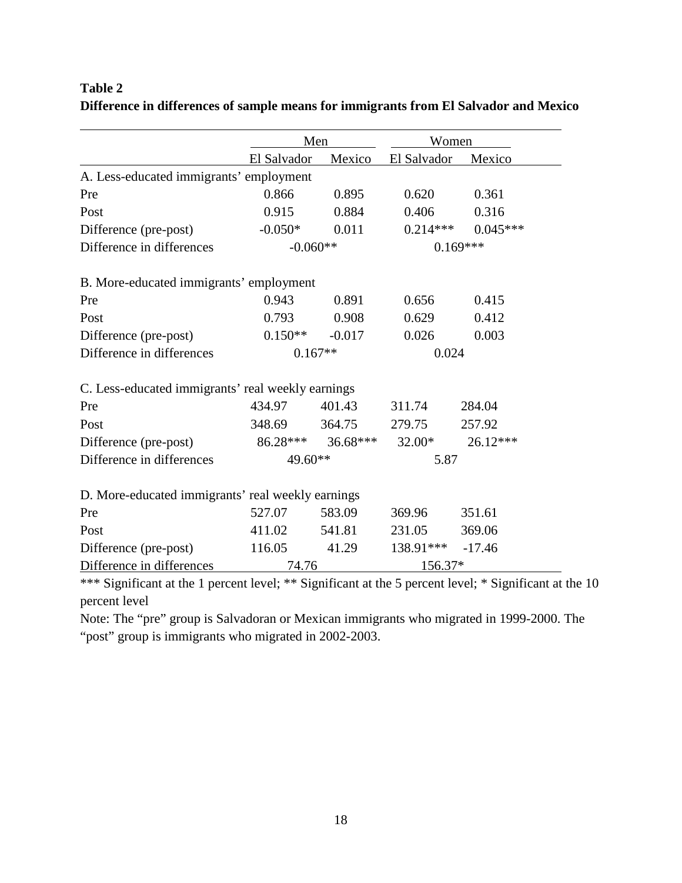**Table 2**

**Difference in differences of sample means for immigrants from El Salvador and Mexico**

| | Men | | Women | |
|---|---|---|---|---|
| | El Salvador | Mexico | El Salvador | Mexico |
| A. Less-educated immigrants' employment | | | | |
| Pre | 0.866 | 0.895 | 0.620 | 0.361 |
| Post | 0.915 | 0.884 | 0.406 | 0.316 |
| Difference (pre-post) | -0.050* | 0.011 | 0.214*** | 0.045*** |
| Difference in differences | -0.060** | | 0.169*** | |
| B. More-educated immigrants' employment | | | | |
| Pre | 0.943 | 0.891 | 0.656 | 0.415 |
| Post | 0.793 | 0.908 | 0.629 | 0.412 |
| Difference (pre-post) | 0.150** | -0.017 | 0.026 | 0.003 |
| Difference in differences | 0.167** | | 0.024 | |
| C. Less-educated immigrants' real weekly earnings | | | | |
| Pre | 434.97 | 401.43 | 311.74 | 284.04 |
| Post | 348.69 | 364.75 | 279.75 | 257.92 |
| Difference (pre-post) | 86.28*** | 36.68*** | 32.00* | 26.12*** |
| Difference in differences | 49.60** | | 5.87 | |
| D. More-educated immigrants' real weekly earnings | | | | |
| Pre | 527.07 | 583.09 | 369.96 | 351.61 |
| Post | 411.02 | 541.81 | 231.05 | 369.06 |
| Difference (pre-post) | 116.05 | 41.29 | 138.91*** | -17.46 |
| Difference in differences | 74.76 | | 156.37* | |

*** Significant at the 1 percent level; ** Significant at the 5 percent level; * Significant at the 10 percent level

Note: The "pre" group is Salvadoran or Mexican immigrants who migrated in 1999-2000. The "post" group is immigrants who migrated in 2002-2003.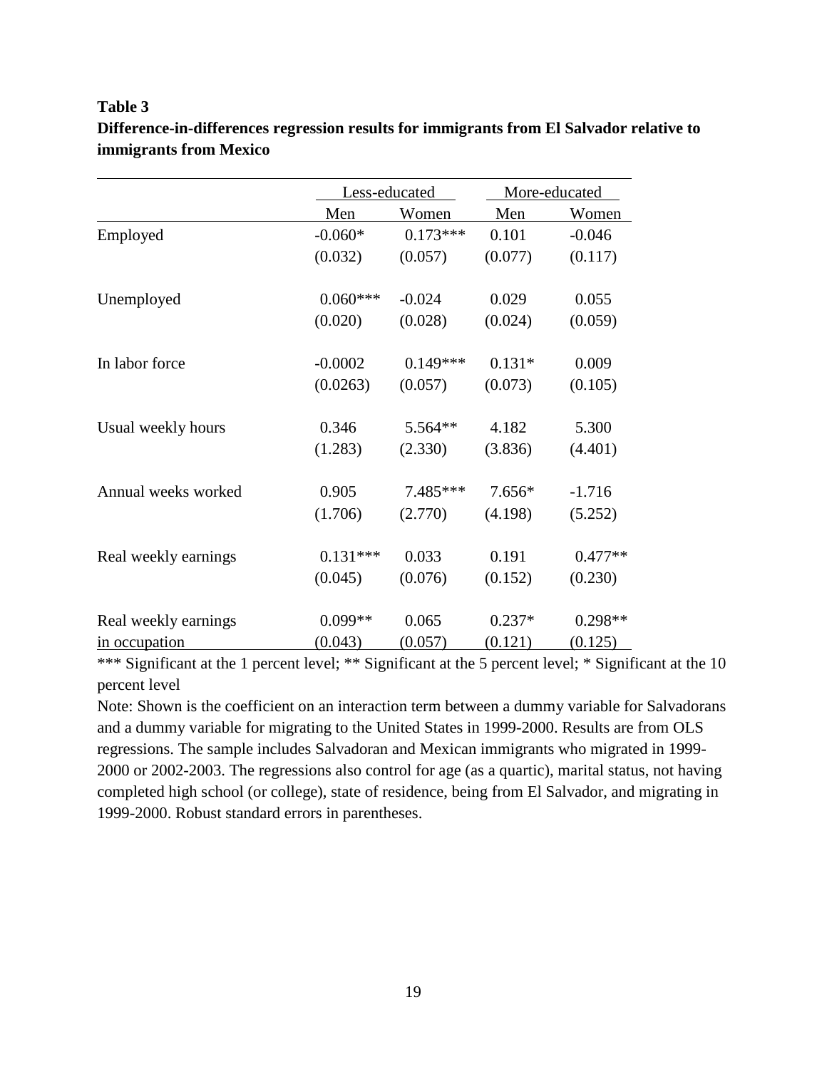**Table 3**

**Difference-in-differences regression results for immigrants from El Salvador relative to immigrants from Mexico**

| | Less-educated | | More-educated | |
|---|---|---|---|---|
| | Men | Women | Men | Women |
| Employed | -0.060* | 0.173*** | 0.101 | -0.046 |
| | (0.032) | (0.057) | (0.077) | (0.117) |
| Unemployed | 0.060*** | -0.024 | 0.029 | 0.055 |
| | (0.020) | (0.028) | (0.024) | (0.059) |
| In labor force | -0.0002 | 0.149*** | 0.131* | 0.009 |
| | (0.0263) | (0.057) | (0.073) | (0.105) |
| Usual weekly hours | 0.346 | 5.564** | 4.182 | 5.300 |
| | (1.283) | (2.330) | (3.836) | (4.401) |
| Annual weeks worked | 0.905 | 7.485*** | 7.656* | -1.716 |
| | (1.706) | (2.770) | (4.198) | (5.252) |
| Real weekly earnings | 0.131*** | 0.033 | 0.191 | 0.477** |
| | (0.045) | (0.076) | (0.152) | (0.230) |
| Real weekly earnings in occupation | 0.099** | 0.065 | 0.237* | 0.298** |
| | (0.043) | (0.057) | (0.121) | (0.125) |

*** Significant at the 1 percent level; ** Significant at the 5 percent level; * Significant at the 10 percent level

Note: Shown is the coefficient on an interaction term between a dummy variable for Salvadorans and a dummy variable for migrating to the United States in 1999-2000. Results are from OLS regressions. The sample includes Salvadoran and Mexican immigrants who migrated in 1999-2000 or 2002-2003. The regressions also control for age (as a quartic), marital status, not having completed high school (or college), state of residence, being from El Salvador, and migrating in 1999-2000. Robust standard errors in parentheses.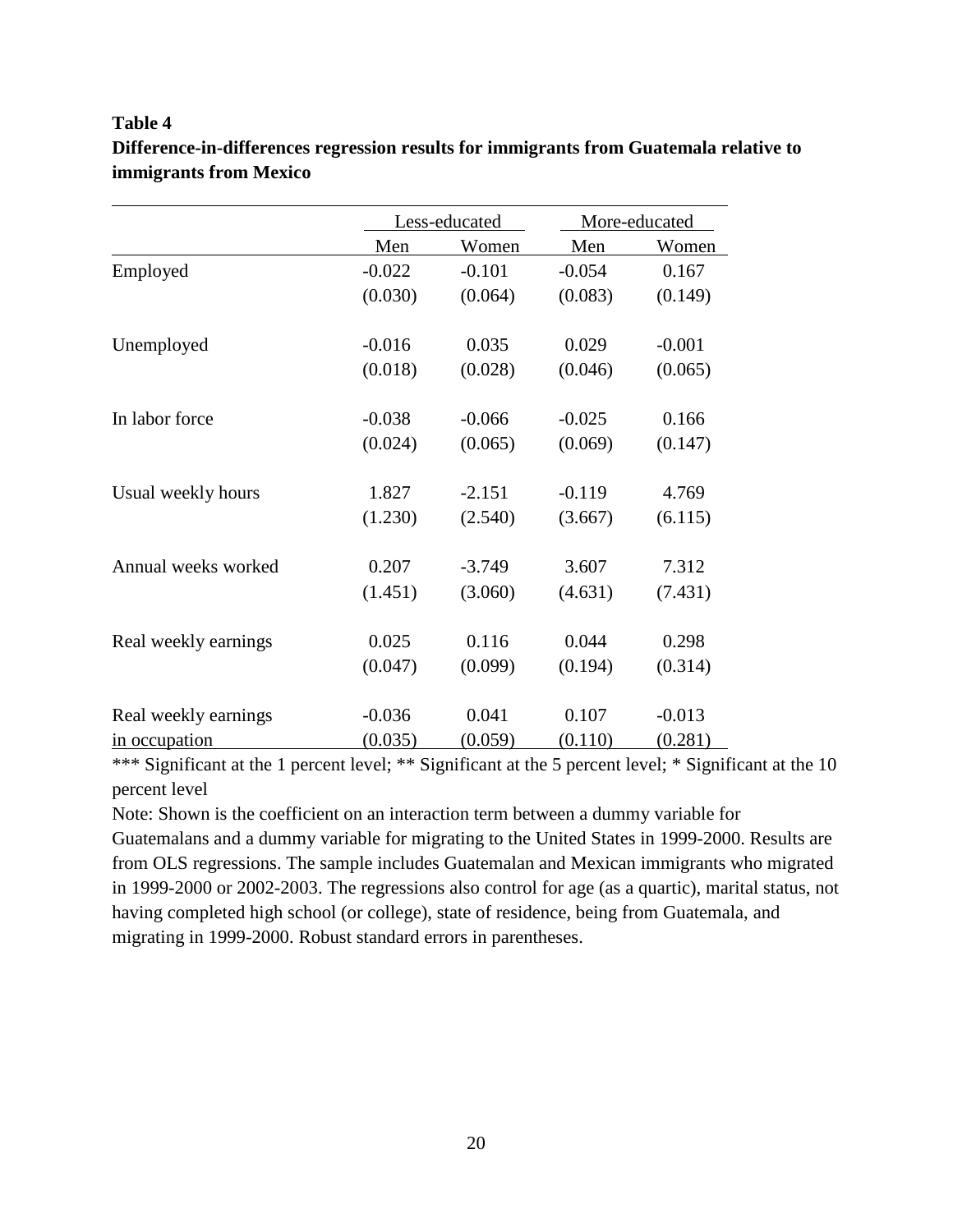**Table 4**

**Difference-in-differences regression results for immigrants from Guatemala relative to immigrants from Mexico**

| | Less-educated | | More-educated | |
|---|---|---|---|---|
| | Men | Women | Men | Women |
| Employed | -0.022 | -0.101 | -0.054 | 0.167 |
| | (0.030) | (0.064) | (0.083) | (0.149) |
| Unemployed | -0.016 | 0.035 | 0.029 | -0.001 |
| | (0.018) | (0.028) | (0.046) | (0.065) |
| In labor force | -0.038 | -0.066 | -0.025 | 0.166 |
| | (0.024) | (0.065) | (0.069) | (0.147) |
| Usual weekly hours | 1.827 | -2.151 | -0.119 | 4.769 |
| | (1.230) | (2.540) | (3.667) | (6.115) |
| Annual weeks worked | 0.207 | -3.749 | 3.607 | 7.312 |
| | (1.451) | (3.060) | (4.631) | (7.431) |
| Real weekly earnings | 0.025 | 0.116 | 0.044 | 0.298 |
| | (0.047) | (0.099) | (0.194) | (0.314) |
| Real weekly earnings in occupation | -0.036 | 0.041 | 0.107 | -0.013 |
| | (0.035) | (0.059) | (0.110) | (0.281) |

*** Significant at the 1 percent level; ** Significant at the 5 percent level; * Significant at the 10 percent level

Note: Shown is the coefficient on an interaction term between a dummy variable for Guatemalans and a dummy variable for migrating to the United States in 1999-2000. Results are from OLS regressions. The sample includes Guatemalan and Mexican immigrants who migrated in 1999-2000 or 2002-2003. The regressions also control for age (as a quartic), marital status, not having completed high school (or college), state of residence, being from Guatemala, and migrating in 1999-2000. Robust standard errors in parentheses.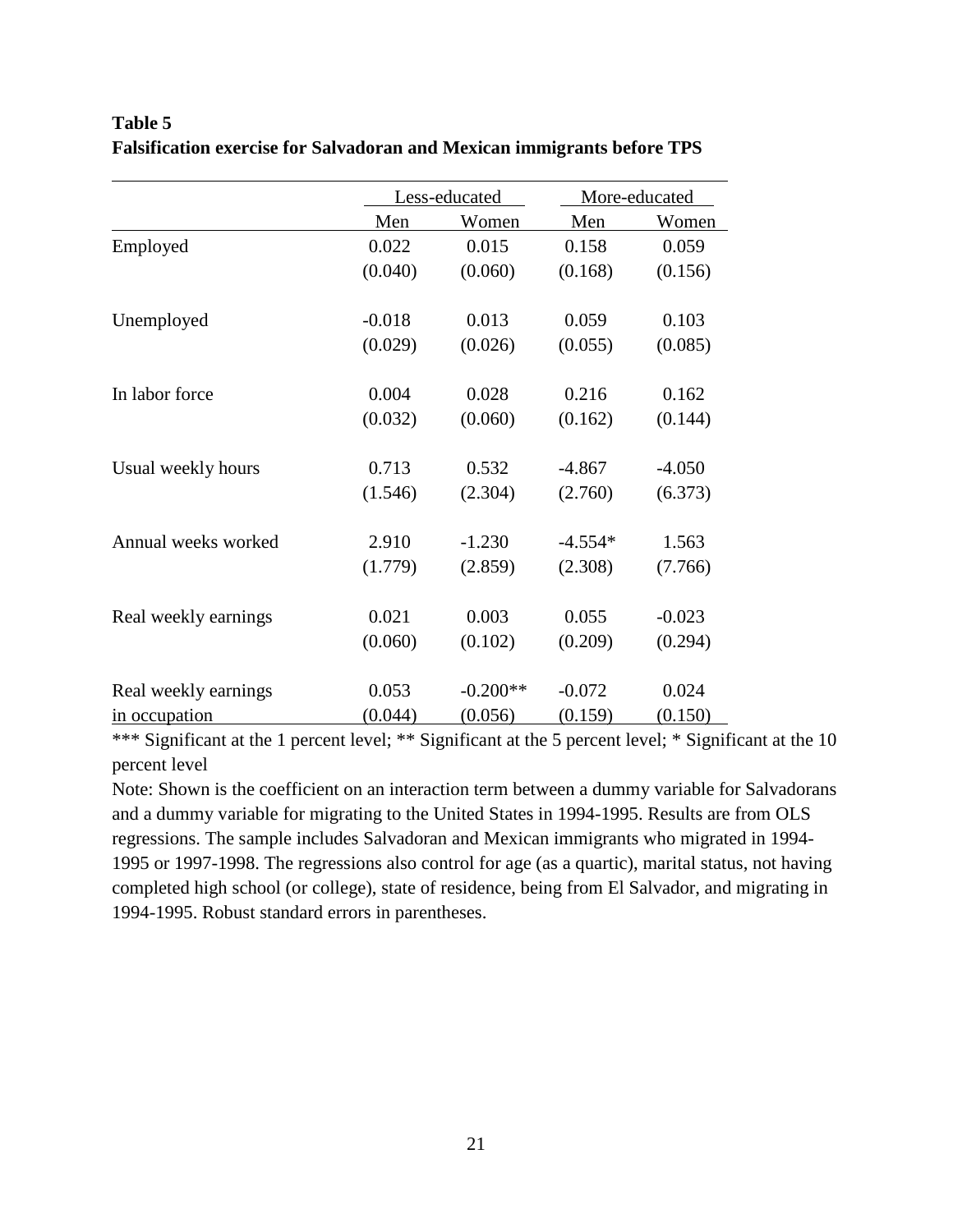**Table 5**

**Falsification exercise for Salvadoran and Mexican immigrants before TPS**

| | Less-educated | | More-educated | |
|---|---|---|---|---|
| | Men | Women | Men | Women |
| Employed | 0.022 | 0.015 | 0.158 | 0.059 |
| | (0.040) | (0.060) | (0.168) | (0.156) |
| Unemployed | -0.018 | 0.013 | 0.059 | 0.103 |
| | (0.029) | (0.026) | (0.055) | (0.085) |
| In labor force | 0.004 | 0.028 | 0.216 | 0.162 |
| | (0.032) | (0.060) | (0.162) | (0.144) |
| Usual weekly hours | 0.713 | 0.532 | -4.867 | -4.050 |
| | (1.546) | (2.304) | (2.760) | (6.373) |
| Annual weeks worked | 2.910 | -1.230 | -4.554* | 1.563 |
| | (1.779) | (2.859) | (2.308) | (7.766) |
| Real weekly earnings | 0.021 | 0.003 | 0.055 | -0.023 |
| | (0.060) | (0.102) | (0.209) | (0.294) |
| Real weekly earnings in occupation | 0.053 | -0.200** | -0.072 | 0.024 |
| | (0.044) | (0.056) | (0.159) | (0.150) |

*** Significant at the 1 percent level; ** Significant at the 5 percent level; * Significant at the 10 percent level

Note: Shown is the coefficient on an interaction term between a dummy variable for Salvadorans and a dummy variable for migrating to the United States in 1994-1995. Results are from OLS regressions. The sample includes Salvadoran and Mexican immigrants who migrated in 1994-1995 or 1997-1998. The regressions also control for age (as a quartic), marital status, not having completed high school (or college), state of residence, being from El Salvador, and migrating in 1994-1995. Robust standard errors in parentheses.